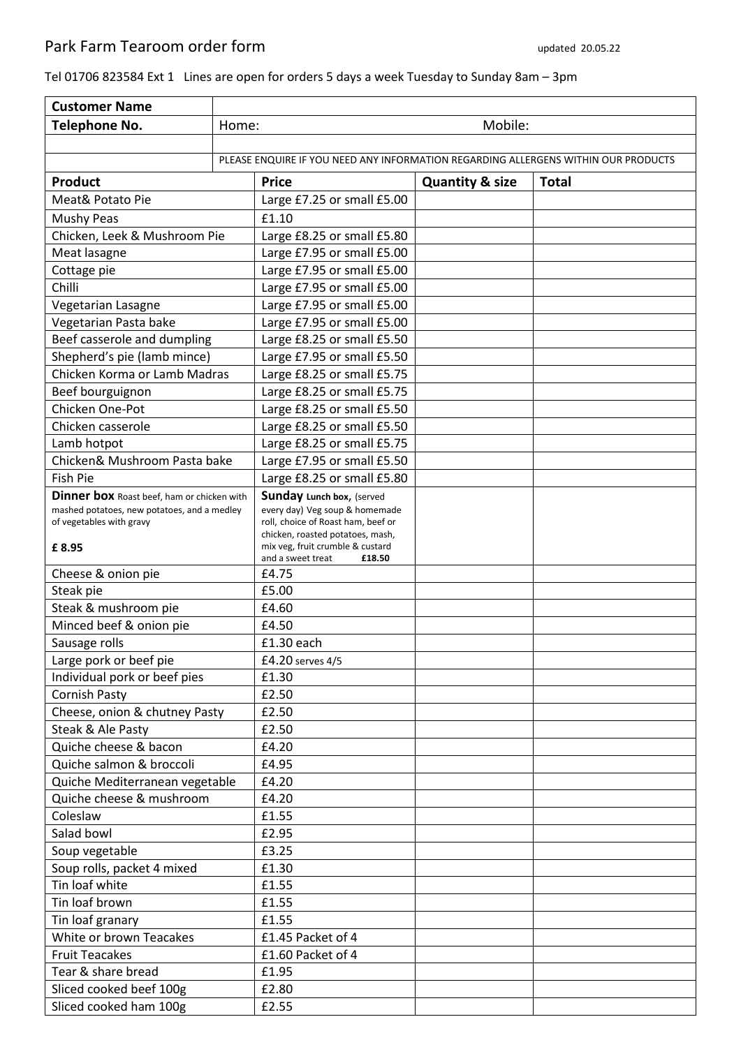# Park Farm Tearoom order form

updated 20.05.22

Tel 01706 823584 Ext 1 Lines are open for orders 5 days a week Tuesday to Sunday 8am – 3pm

| **Customer Name** | | | |
|---|---|---|---|
| **Telephone No.** | Home: | Mobile: | |
| | | | |
| | PLEASE ENQUIRE IF YOU NEED ANY INFORMATION REGARDING ALLERGENS WITHIN OUR PRODUCTS | | |

| **Product** | **Price** | **Quantity & size** | **Total** |
|---|---|---|---|
| Meat& Potato Pie | Large £7.25 or small £5.00 | | |
| Mushy Peas | £1.10 | | |
| Chicken, Leek & Mushroom Pie | Large £8.25 or small £5.80 | | |
| Meat lasagne | Large £7.95 or small £5.00 | | |
| Cottage pie | Large £7.95 or small £5.00 | | |
| Chilli | Large £7.95 or small £5.00 | | |
| Vegetarian Lasagne | Large £7.95 or small £5.00 | | |
| Vegetarian Pasta bake | Large £7.95 or small £5.00 | | |
| Beef casserole and dumpling | Large £8.25 or small £5.50 | | |
| Shepherd's pie (lamb mince) | Large £7.95 or small £5.50 | | |
| Chicken Korma or Lamb Madras | Large £8.25 or small £5.75 | | |
| Beef bourguignon | Large £8.25 or small £5.75 | | |
| Chicken One-Pot | Large £8.25 or small £5.50 | | |
| Chicken casserole | Large £8.25 or small £5.50 | | |
| Lamb hotpot | Large £8.25 or small £5.75 | | |
| Chicken& Mushroom Pasta bake | Large £7.95 or small £5.50 | | |
| Fish Pie | Large £8.25 or small £5.80 | | |
| **Dinner box** Roast beef, ham or chicken with mashed potatoes, new potatoes, and a medley of vegetables with gravy **£ 8.95** | **Sunday Lunch box,** (served every day) Veg soup & homemade roll, choice of Roast ham, beef or chicken, roasted potatoes, mash, mix veg, fruit crumble & custard and a sweet treat **£18.50** | | |
| Cheese & onion pie | £4.75 | | |
| Steak pie | £5.00 | | |
| Steak & mushroom pie | £4.60 | | |
| Minced beef & onion pie | £4.50 | | |
| Sausage rolls | £1.30 each | | |
| Large pork or beef pie | £4.20 serves 4/5 | | |
| Individual pork or beef pies | £1.30 | | |
| Cornish Pasty | £2.50 | | |
| Cheese, onion & chutney Pasty | £2.50 | | |
| Steak & Ale Pasty | £2.50 | | |
| Quiche cheese & bacon | £4.20 | | |
| Quiche salmon & broccoli | £4.95 | | |
| Quiche Mediterranean vegetable | £4.20 | | |
| Quiche cheese & mushroom | £4.20 | | |
| Coleslaw | £1.55 | | |
| Salad bowl | £2.95 | | |
| Soup vegetable | £3.25 | | |
| Soup rolls, packet 4 mixed | £1.30 | | |
| Tin loaf white | £1.55 | | |
| Tin loaf brown | £1.55 | | |
| Tin loaf granary | £1.55 | | |
| White or brown Teacakes | £1.45 Packet of 4 | | |
| Fruit Teacakes | £1.60 Packet of 4 | | |
| Tear & share bread | £1.95 | | |
| Sliced cooked beef 100g | £2.80 | | |
| Sliced cooked ham 100g | £2.55 | | |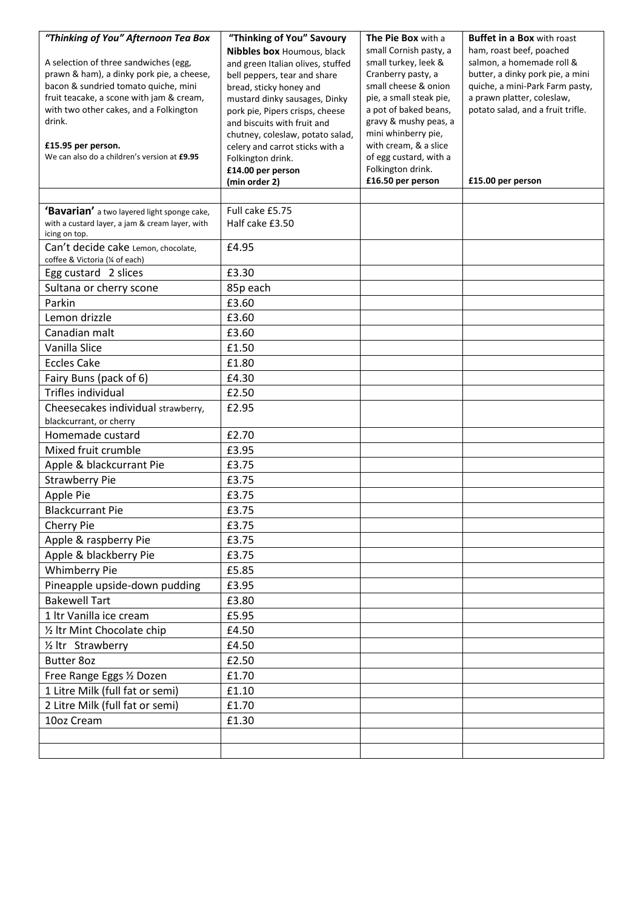| | | | |
|---|---|---|---|
| ***"Thinking of You" Afternoon Tea Box***<br><br>A selection of three sandwiches (egg, prawn & ham), a dinky pork pie, a cheese, bacon & sundried tomato quiche, mini fruit teacake, a scone with jam & cream, with two other cakes, and a Folkington drink.<br><br>**£15.95 per person.**<br>We can also do a children's version at **£9.95** | **"Thinking of You" Savoury Nibbles box** Houmous, black and green Italian olives, stuffed bell peppers, tear and share bread, sticky honey and mustard dinky sausages, Dinky pork pie, Pipers crisps, cheese and biscuits with fruit and chutney, coleslaw, potato salad, celery and carrot sticks with a Folkington drink.<br>**£14.00 per person (min order 2)** | **The Pie Box** with a small Cornish pasty, a small turkey, leek & Cranberry pasty, a small cheese & onion pie, a small steak pie, a pot of baked beans, gravy & mushy peas, a mini whinberry pie, with cream, & a slice of egg custard, with a Folkington drink.<br>**£16.50 per person** | **Buffet in a Box** with roast ham, roast beef, poached salmon, a homemade roll & butter, a dinky pork pie, a mini quiche, a mini-Park Farm pasty, a prawn platter, coleslaw, potato salad, and a fruit trifle.<br><br>**£15.00 per person** |
| | | | |
| **'Bavarian'** a two layered light sponge cake, with a custard layer, a jam & cream layer, with icing on top. | Full cake £5.75<br>Half cake £3.50 | | |
| Can't decide cake Lemon, chocolate, coffee & Victoria (¼ of each) | £4.95 | | |
| Egg custard 2 slices | £3.30 | | |
| Sultana or cherry scone | 85p each | | |
| Parkin | £3.60 | | |
| Lemon drizzle | £3.60 | | |
| Canadian malt | £3.60 | | |
| Vanilla Slice | £1.50 | | |
| Eccles Cake | £1.80 | | |
| Fairy Buns (pack of 6) | £4.30 | | |
| Trifles individual | £2.50 | | |
| Cheesecakes individual strawberry, blackcurrant, or cherry | £2.95 | | |
| Homemade custard | £2.70 | | |
| Mixed fruit crumble | £3.95 | | |
| Apple & blackcurrant Pie | £3.75 | | |
| Strawberry Pie | £3.75 | | |
| Apple Pie | £3.75 | | |
| Blackcurrant Pie | £3.75 | | |
| Cherry Pie | £3.75 | | |
| Apple & raspberry Pie | £3.75 | | |
| Apple & blackberry Pie | £3.75 | | |
| Whimberry Pie | £5.85 | | |
| Pineapple upside-down pudding | £3.95 | | |
| Bakewell Tart | £3.80 | | |
| 1 ltr Vanilla ice cream | £5.95 | | |
| ½ ltr Mint Chocolate chip | £4.50 | | |
| ½ ltr Strawberry | £4.50 | | |
| Butter 8oz | £2.50 | | |
| Free Range Eggs ½ Dozen | £1.70 | | |
| 1 Litre Milk (full fat or semi) | £1.10 | | |
| 2 Litre Milk (full fat or semi) | £1.70 | | |
| 10oz Cream | £1.30 | | |
| | | | |
| | | | |